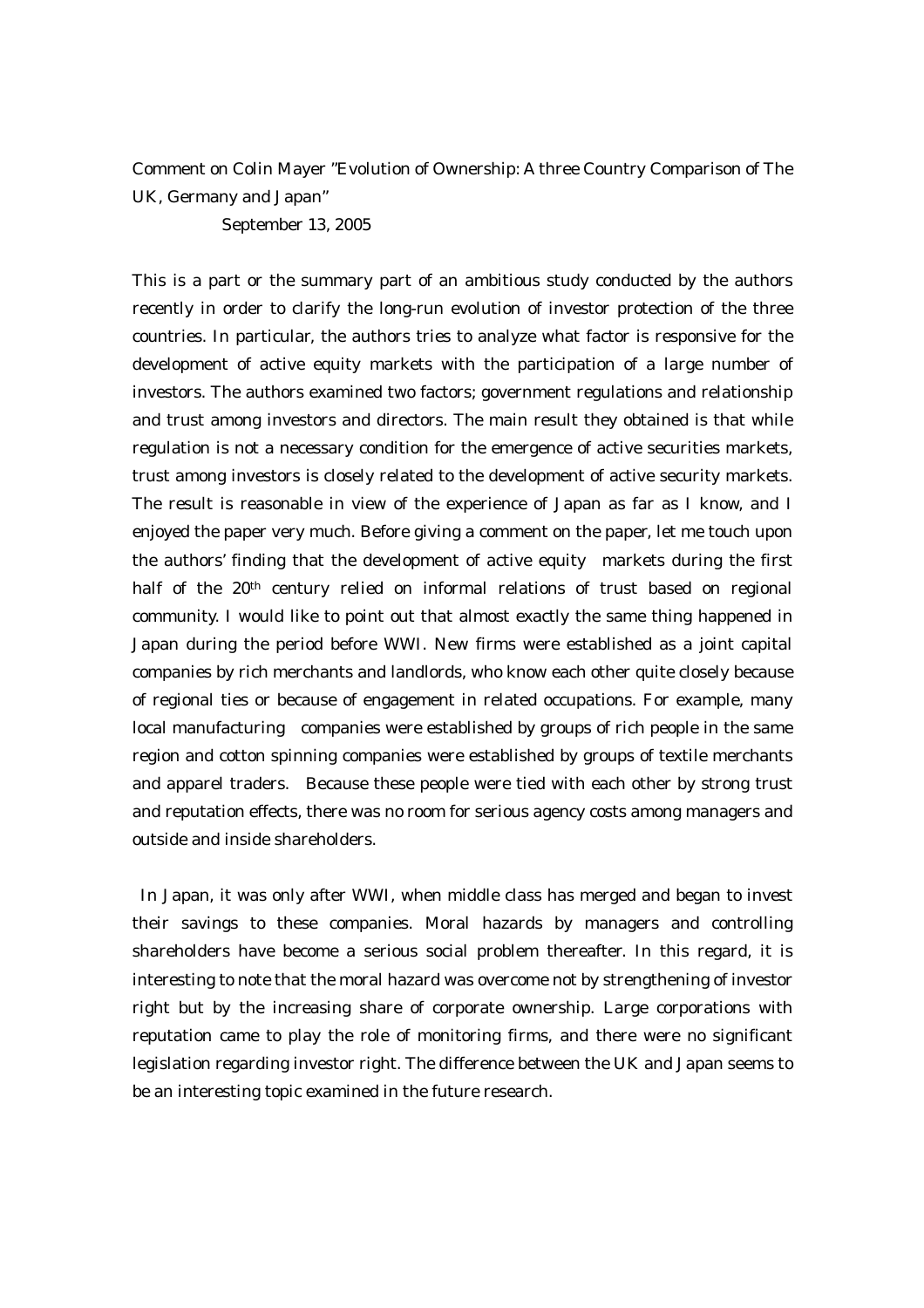Comment on Colin Mayer "Evolution of Ownership: A three Country Comparison of The UK, Germany and Japan"

September 13, 2005

This is a part or the summary part of an ambitious study conducted by the authors recently in order to clarify the long-run evolution of investor protection of the three countries. In particular, the authors tries to analyze what factor is responsive for the development of active equity markets with the participation of a large number of investors. The authors examined two factors; government regulations and relationship and trust among investors and directors. The main result they obtained is that while regulation is not a necessary condition for the emergence of active securities markets, trust among investors is closely related to the development of active security markets. The result is reasonable in view of the experience of Japan as far as I know, and I enjoyed the paper very much. Before giving a comment on the paper, let me touch upon the authors' finding that the development of active equity markets during the first half of the 20th century relied on informal relations of trust based on regional community. I would like to point out that almost exactly the same thing happened in Japan during the period before WWI. New firms were established as a joint capital companies by rich merchants and landlords, who know each other quite closely because of regional ties or because of engagement in related occupations. For example, many local manufacturing companies were established by groups of rich people in the same region and cotton spinning companies were established by groups of textile merchants and apparel traders. Because these people were tied with each other by strong trust and reputation effects, there was no room for serious agency costs among managers and outside and inside shareholders.

In Japan, it was only after WWI, when middle class has merged and began to invest their savings to these companies. Moral hazards by managers and controlling shareholders have become a serious social problem thereafter. In this regard, it is interesting to note that the moral hazard was overcome not by strengthening of investor right but by the increasing share of corporate ownership. Large corporations with reputation came to play the role of monitoring firms, and there were no significant legislation regarding investor right. The difference between the UK and Japan seems to be an interesting topic examined in the future research.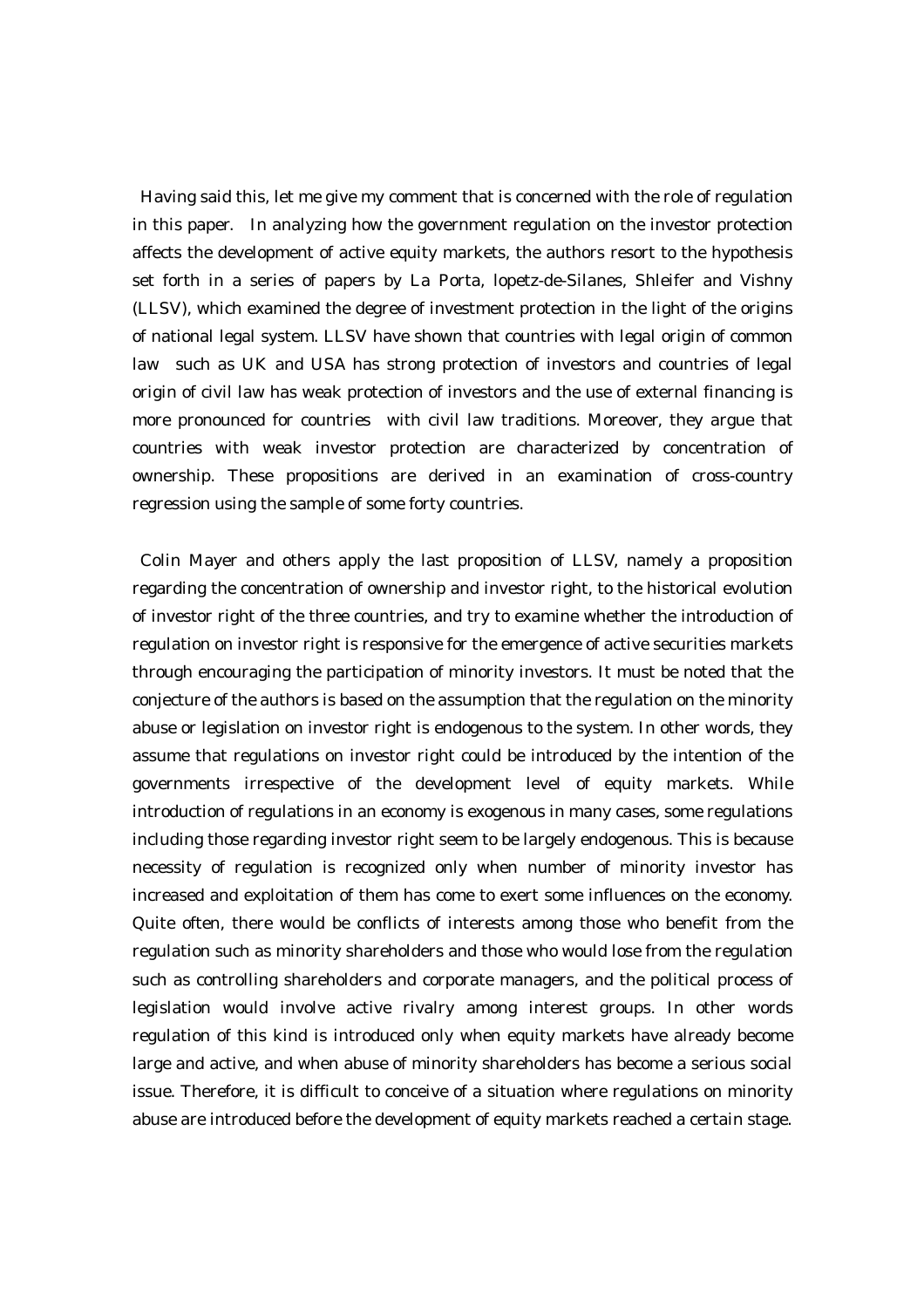Having said this, let me give my comment that is concerned with the role of regulation in this paper. In analyzing how the government regulation on the investor protection affects the development of active equity markets, the authors resort to the hypothesis set forth in a series of papers by La Porta, lopetz-de-Silanes, Shleifer and Vishny (LLSV), which examined the degree of investment protection in the light of the origins of national legal system. LLSV have shown that countries with legal origin of common law such as UK and USA has strong protection of investors and countries of legal origin of civil law has weak protection of investors and the use of external financing is more pronounced for countries with civil law traditions. Moreover, they argue that countries with weak investor protection are characterized by concentration of ownership. These propositions are derived in an examination of cross-country regression using the sample of some forty countries.

Colin Mayer and others apply the last proposition of LLSV, namely a proposition regarding the concentration of ownership and investor right, to the historical evolution of investor right of the three countries, and try to examine whether the introduction of regulation on investor right is responsive for the emergence of active securities markets through encouraging the participation of minority investors. It must be noted that the conjecture of the authors is based on the assumption that the regulation on the minority abuse or legislation on investor right is endogenous to the system. In other words, they assume that regulations on investor right could be introduced by the intention of the governments irrespective of the development level of equity markets. While introduction of regulations in an economy is exogenous in many cases, some regulations including those regarding investor right seem to be largely endogenous. This is because necessity of regulation is recognized only when number of minority investor has increased and exploitation of them has come to exert some influences on the economy. Quite often, there would be conflicts of interests among those who benefit from the regulation such as minority shareholders and those who would lose from the regulation such as controlling shareholders and corporate managers, and the political process of legislation would involve active rivalry among interest groups. In other words regulation of this kind is introduced only when equity markets have already become large and active, and when abuse of minority shareholders has become a serious social issue. Therefore, it is difficult to conceive of a situation where regulations on minority abuse are introduced before the development of equity markets reached a certain stage.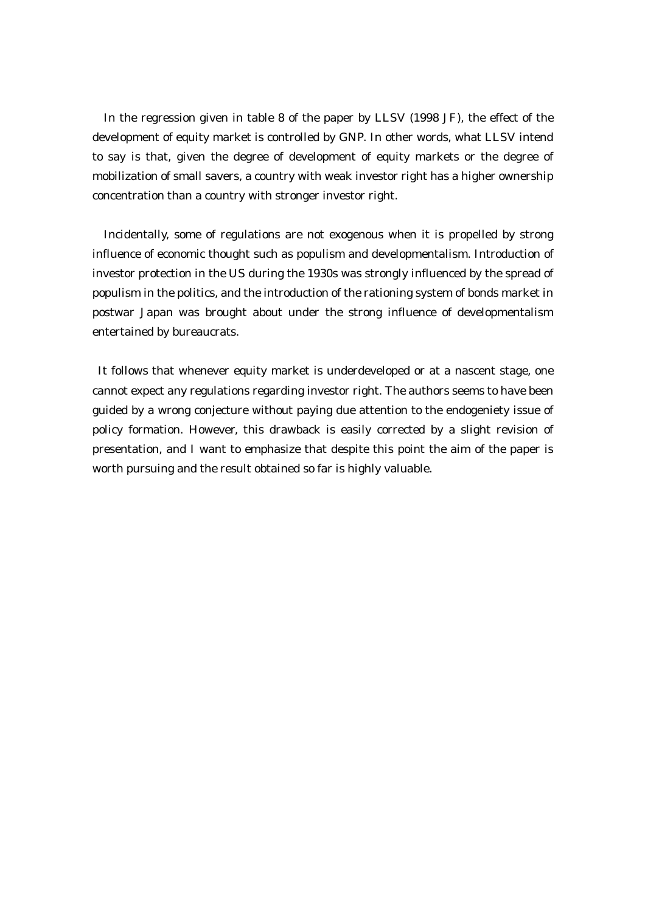In the regression given in table 8 of the paper by LLSV (1998 JF), the effect of the development of equity market is controlled by GNP. In other words, what LLSV intend to say is that, given the degree of development of equity markets or the degree of mobilization of small savers, a country with weak investor right has a higher ownership concentration than a country with stronger investor right.

Incidentally, some of regulations are not exogenous when it is propelled by strong influence of economic thought such as populism and developmentalism. Introduction of investor protection in the US during the 1930s was strongly influenced by the spread of populism in the politics, and the introduction of the rationing system of bonds market in postwar Japan was brought about under the strong influence of developmentalism entertained by bureaucrats.

It follows that whenever equity market is underdeveloped or at a nascent stage, one cannot expect any regulations regarding investor right. The authors seems to have been guided by a wrong conjecture without paying due attention to the endogeniety issue of policy formation. However, this drawback is easily corrected by a slight revision of presentation, and I want to emphasize that despite this point the aim of the paper is worth pursuing and the result obtained so far is highly valuable.